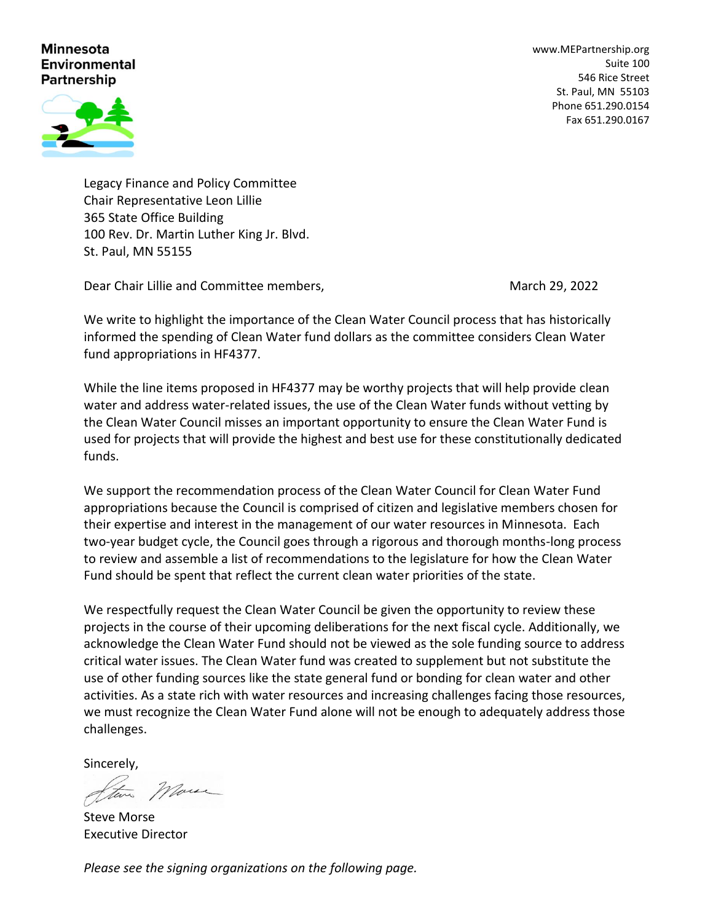**Minnesota Environmental Partnership**

www.MEPartnership.org
Suite 100
546 Rice Street
St. Paul, MN 55103
Phone 651.290.0154
Fax 651.290.0167

Legacy Finance and Policy Committee
Chair Representative Leon Lillie
365 State Office Building
100 Rev. Dr. Martin Luther King Jr. Blvd.
St. Paul, MN 55155

Dear Chair Lillie and Committee members,

March 29, 2022

We write to highlight the importance of the Clean Water Council process that has historically informed the spending of Clean Water fund dollars as the committee considers Clean Water fund appropriations in HF4377.

While the line items proposed in HF4377 may be worthy projects that will help provide clean water and address water-related issues, the use of the Clean Water funds without vetting by the Clean Water Council misses an important opportunity to ensure the Clean Water Fund is used for projects that will provide the highest and best use for these constitutionally dedicated funds.

We support the recommendation process of the Clean Water Council for Clean Water Fund appropriations because the Council is comprised of citizen and legislative members chosen for their expertise and interest in the management of our water resources in Minnesota. Each two-year budget cycle, the Council goes through a rigorous and thorough months-long process to review and assemble a list of recommendations to the legislature for how the Clean Water Fund should be spent that reflect the current clean water priorities of the state.

We respectfully request the Clean Water Council be given the opportunity to review these projects in the course of their upcoming deliberations for the next fiscal cycle. Additionally, we acknowledge the Clean Water Fund should not be viewed as the sole funding source to address critical water issues. The Clean Water fund was created to supplement but not substitute the use of other funding sources like the state general fund or bonding for clean water and other activities. As a state rich with water resources and increasing challenges facing those resources, we must recognize the Clean Water Fund alone will not be enough to adequately address those challenges.

Sincerely,

Steve Morse
Executive Director

*Please see the signing organizations on the following page.*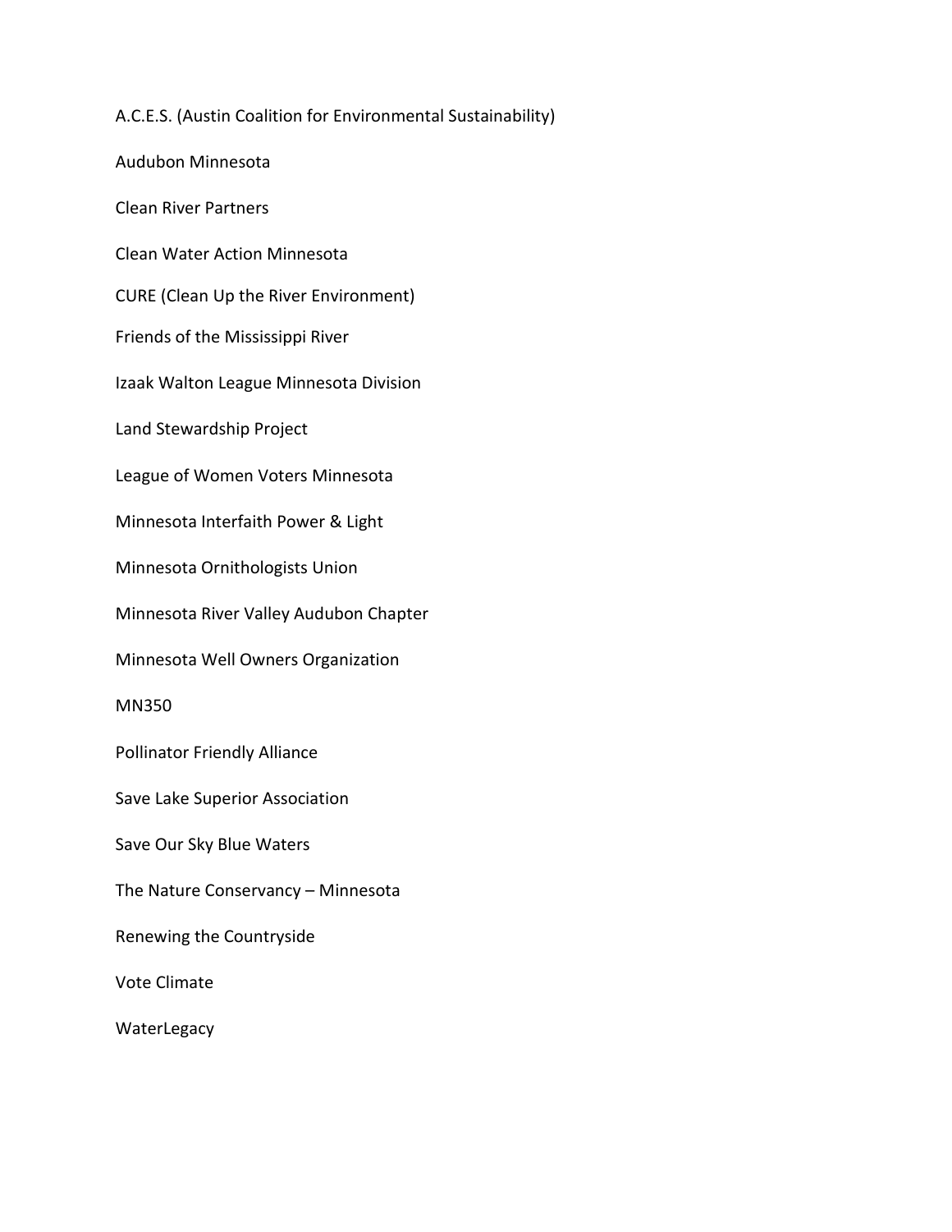A.C.E.S. (Austin Coalition for Environmental Sustainability)

Audubon Minnesota

Clean River Partners

Clean Water Action Minnesota

CURE (Clean Up the River Environment)

Friends of the Mississippi River

Izaak Walton League Minnesota Division

Land Stewardship Project

League of Women Voters Minnesota

Minnesota Interfaith Power & Light

Minnesota Ornithologists Union

Minnesota River Valley Audubon Chapter

Minnesota Well Owners Organization

MN350

Pollinator Friendly Alliance

Save Lake Superior Association

Save Our Sky Blue Waters

The Nature Conservancy – Minnesota

Renewing the Countryside

Vote Climate

WaterLegacy